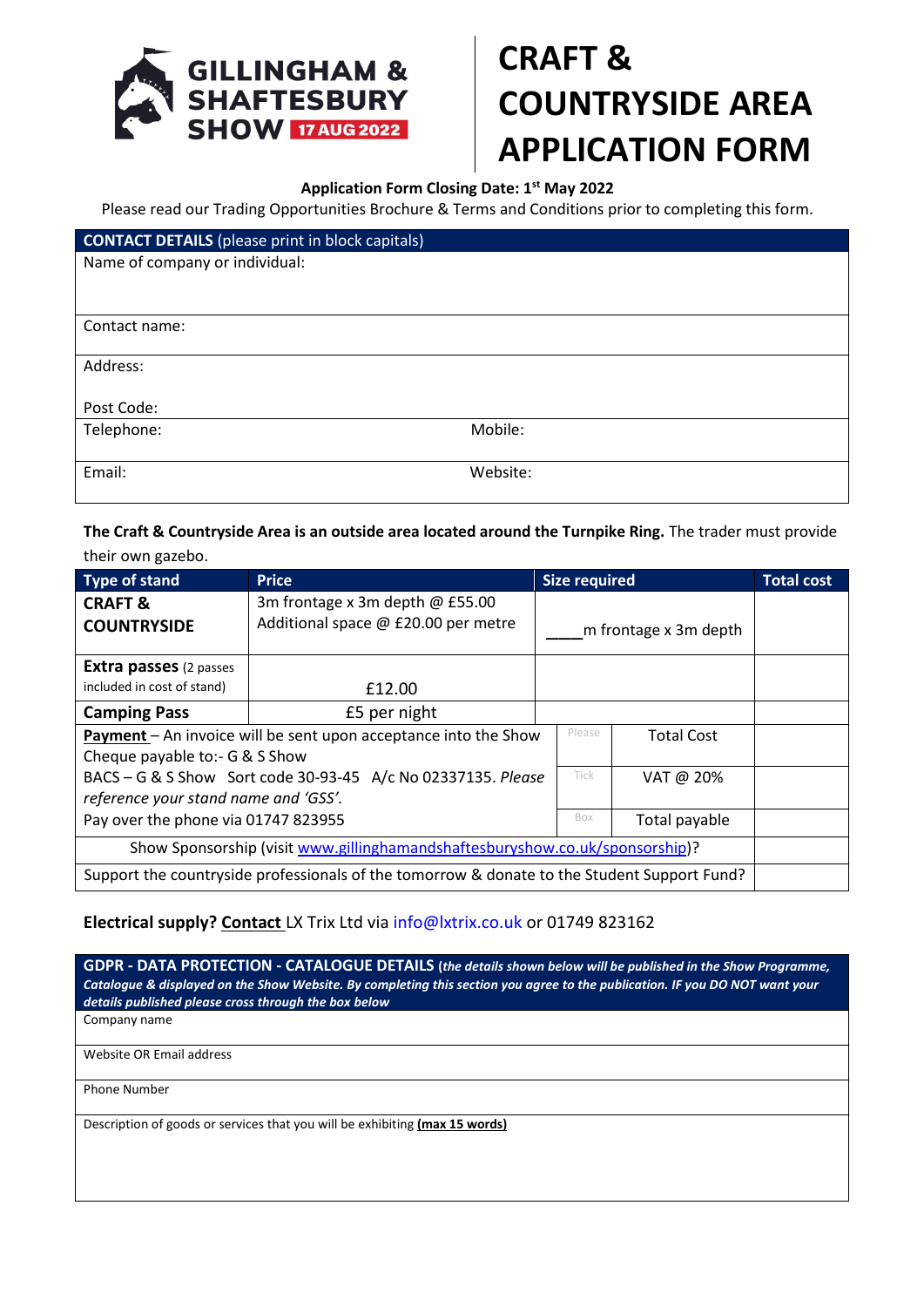**GILLINGHAM & SHAFTESBURY SHOW** 17 AUG 2022

# CRAFT & COUNTRYSIDE AREA APPLICATION FORM

**Application Form Closing Date: 1st May 2022**

Please read our Trading Opportunities Brochure & Terms and Conditions prior to completing this form.

| **CONTACT DETAILS** (please print in block capitals) | |
|---|---|
| Name of company or individual: | |
| Contact name: | |
| Address:<br><br>Post Code: | |
| Telephone: | Mobile: |
| Email: | Website: |

**The Craft & Countryside Area is an outside area located around the Turnpike Ring.** The trader must provide their own gazebo.

| Type of stand | Price | Size required | | Total cost |
|---|---|---|---|---|
| **CRAFT & COUNTRYSIDE** | 3m frontage x 3m depth @ £55.00<br>Additional space @ £20.00 per metre | ____m frontage x 3m depth | | |
| **Extra passes** (2 passes included in cost of stand) | £12.00 | | | |
| **Camping Pass** | £5 per night | | | |
| **Payment** – An invoice will be sent upon acceptance into the Show<br>Cheque payable to:- G & S Show | | Please | Total Cost | |
| BACS – G & S Show Sort code 30-93-45 A/c No 02337135. *Please reference your stand name and 'GSS'.* | | Tick | VAT @ 20% | |
| Pay over the phone via 01747 823955 | | Box | Total payable | |
| Show Sponsorship (visit www.gillinghamandshaftesburyshow.co.uk/sponsorship)? | | | | |
| Support the countryside professionals of the tomorrow & donate to the Student Support Fund? | | | | |

**Electrical supply? Contact** LX Trix Ltd via info@lxtrix.co.uk or 01749 823162

| **GDPR - DATA PROTECTION - CATALOGUE DETAILS** (*the details shown below will be published in the Show Programme, Catalogue & displayed on the Show Website. By completing this section you agree to the publication. IF you DO NOT want your details published please cross through the box below*) |
|---|
| Company name |
| Website OR Email address |
| Phone Number |
| Description of goods or services that you will be exhibiting **(max 15 words)** |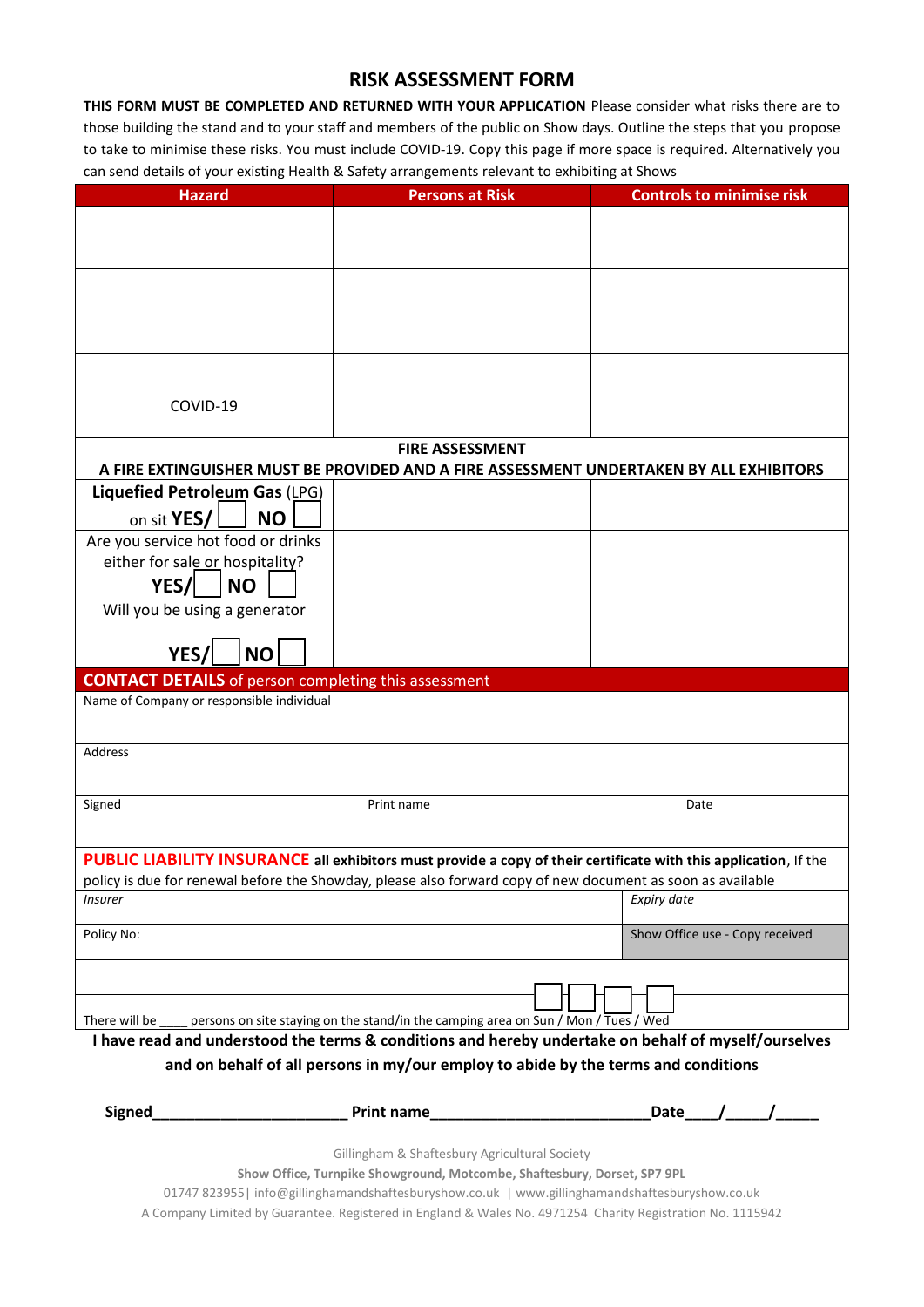# RISK ASSESSMENT FORM

**THIS FORM MUST BE COMPLETED AND RETURNED WITH YOUR APPLICATION** Please consider what risks there are to those building the stand and to your staff and members of the public on Show days. Outline the steps that you propose to take to minimise these risks. You must include COVID-19. Copy this page if more space is required. Alternatively you can send details of your existing Health & Safety arrangements relevant to exhibiting at Shows

| Hazard | Persons at Risk | Controls to minimise risk |
|---|---|---|
| | | |
| | | |
| COVID-19 | | |

**FIRE ASSESSMENT**

**A FIRE EXTINGUISHER MUST BE PROVIDED AND A FIRE ASSESSMENT UNDERTAKEN BY ALL EXHIBITORS**

| | | |
|---|---|---|
| **Liquefied Petroleum Gas** (LPG) on sit **YES/** ☐ **NO** ☐ | | |
| Are you service hot food or drinks either for sale or hospitality? **YES/** ☐ **NO** ☐ | | |
| Will you be using a generator **YES/** ☐ **NO** ☐ | | |

**CONTACT DETAILS** of person completing this assessment

Name of Company or responsible individual

Address

Signed | Print name | Date

**PUBLIC LIABILITY INSURANCE all exhibitors must provide a copy of their certificate with this application**, If the policy is due for renewal before the Showday, please also forward copy of new document as soon as available

| | |
|---|---|
| *Insurer* | *Expiry date* |
| Policy No: | Show Office use - Copy received |

There will be ____ persons on site staying on the stand/in the camping area on Sun / Mon / Tues / Wed ☐ ☐ ☐ ☐

**I have read and understood the terms & conditions and hereby undertake on behalf of myself/ourselves and on behalf of all persons in my/our employ to abide by the terms and conditions**

**Signed**______________________ **Print name**________________________ **Date**____/_____/_____

Gillingham & Shaftesbury Agricultural Society

**Show Office, Turnpike Showground, Motcombe, Shaftesbury, Dorset, SP7 9PL**

01747 823955| info@gillinghamandshaftesburyshow.co.uk | www.gillinghamandshaftesburyshow.co.uk

A Company Limited by Guarantee. Registered in England & Wales No. 4971254 Charity Registration No. 1115942